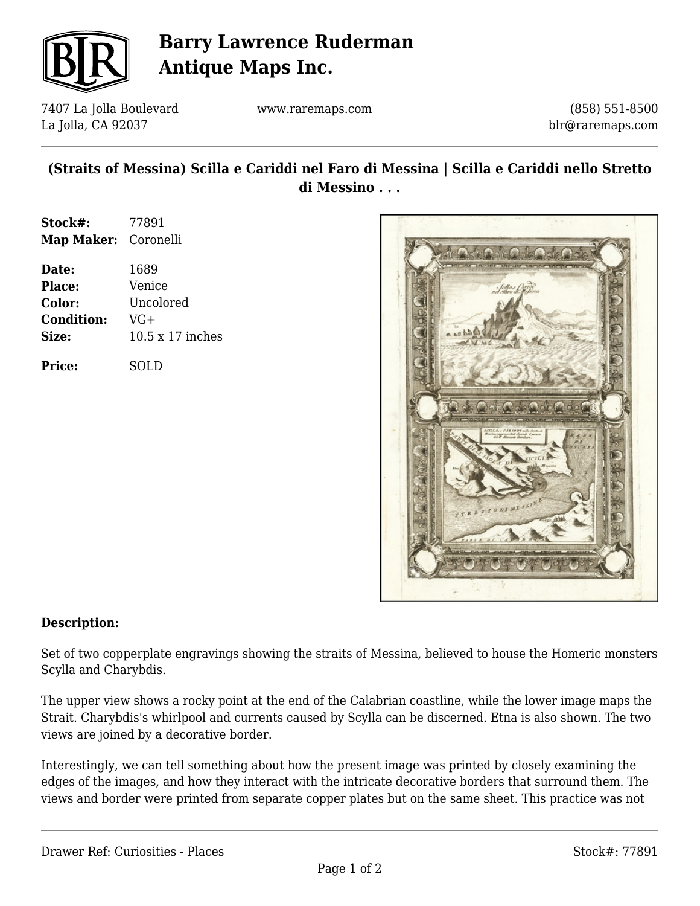# Barry Lawrence Ruderman Antique Maps Inc.

7407 La Jolla Boulevard
La Jolla, CA 92037

www.raremaps.com

(858) 551-8500
blr@raremaps.com

## (Straits of Messina) Scilla e Cariddi nel Faro di Messina | Scilla e Cariddi nello Stretto di Messino . . .

| | |
|---|---|
| **Stock#:** | 77891 |
| **Map Maker:** | Coronelli |
| **Date:** | 1689 |
| **Place:** | Venice |
| **Color:** | Uncolored |
| **Condition:** | VG+ |
| **Size:** | 10.5 x 17 inches |
| **Price:** | SOLD |

**Description:**

Set of two copperplate engravings showing the straits of Messina, believed to house the Homeric monsters Scylla and Charybdis.

The upper view shows a rocky point at the end of the Calabrian coastline, while the lower image maps the Strait. Charybdis's whirlpool and currents caused by Scylla can be discerned. Etna is also shown. The two views are joined by a decorative border.

Interestingly, we can tell something about how the present image was printed by closely examining the edges of the images, and how they interact with the intricate decorative borders that surround them. The views and border were printed from separate copper plates but on the same sheet. This practice was not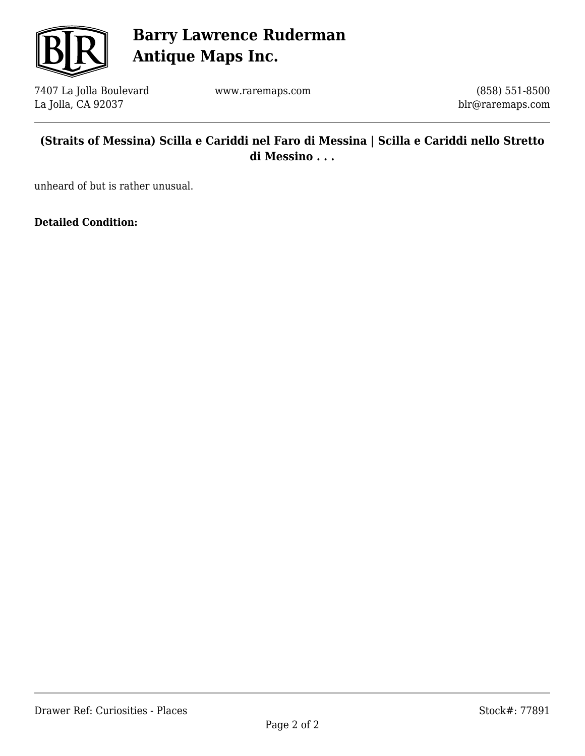unheard of but is rather unusual.

**Detailed Condition:**